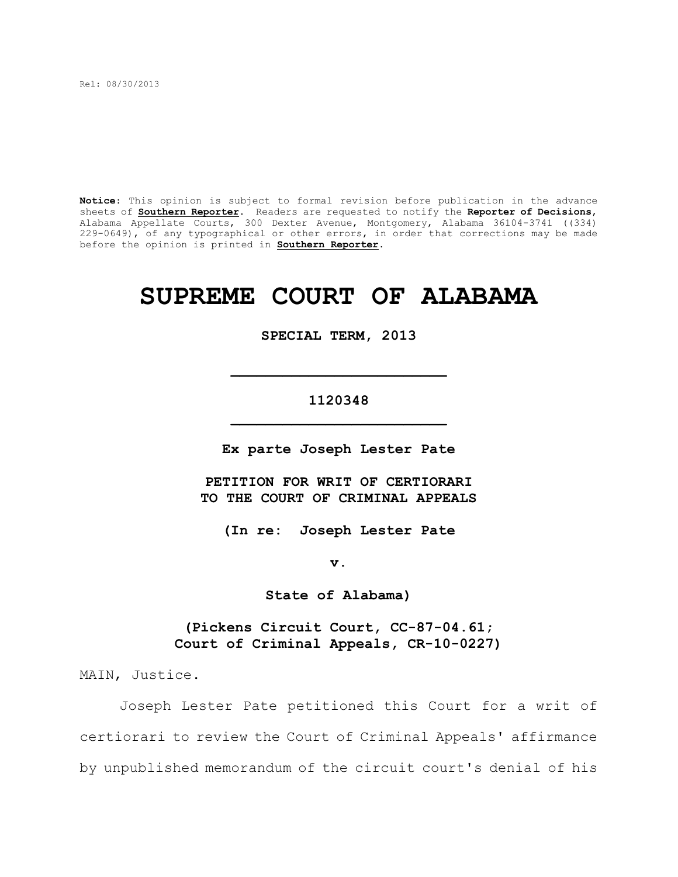Rel: 08/30/2013

**Notice:** This opinion is subject to formal revision before publication in the advance sheets of **Southern Reporter**. Readers are requested to notify the **Reporter of Decisions**, Alabama Appellate Courts, 300 Dexter Avenue, Montgomery, Alabama 36104-3741 ((334) 229-0649), of any typographical or other errors, in order that corrections may be made before the opinion is printed in **Southern Reporter**.

# SUPREME COURT OF ALABAMA

**SPECIAL TERM, 2013**

---

**1120348**

---

**Ex parte Joseph Lester Pate**

**PETITION FOR WRIT OF CERTIORARI TO THE COURT OF CRIMINAL APPEALS**

**(In re: Joseph Lester Pate**

**v.**

**State of Alabama)**

**(Pickens Circuit Court, CC-87-04.61; Court of Criminal Appeals, CR-10-0227)**

MAIN, Justice.

Joseph Lester Pate petitioned this Court for a writ of certiorari to review the Court of Criminal Appeals' affirmance by unpublished memorandum of the circuit court's denial of his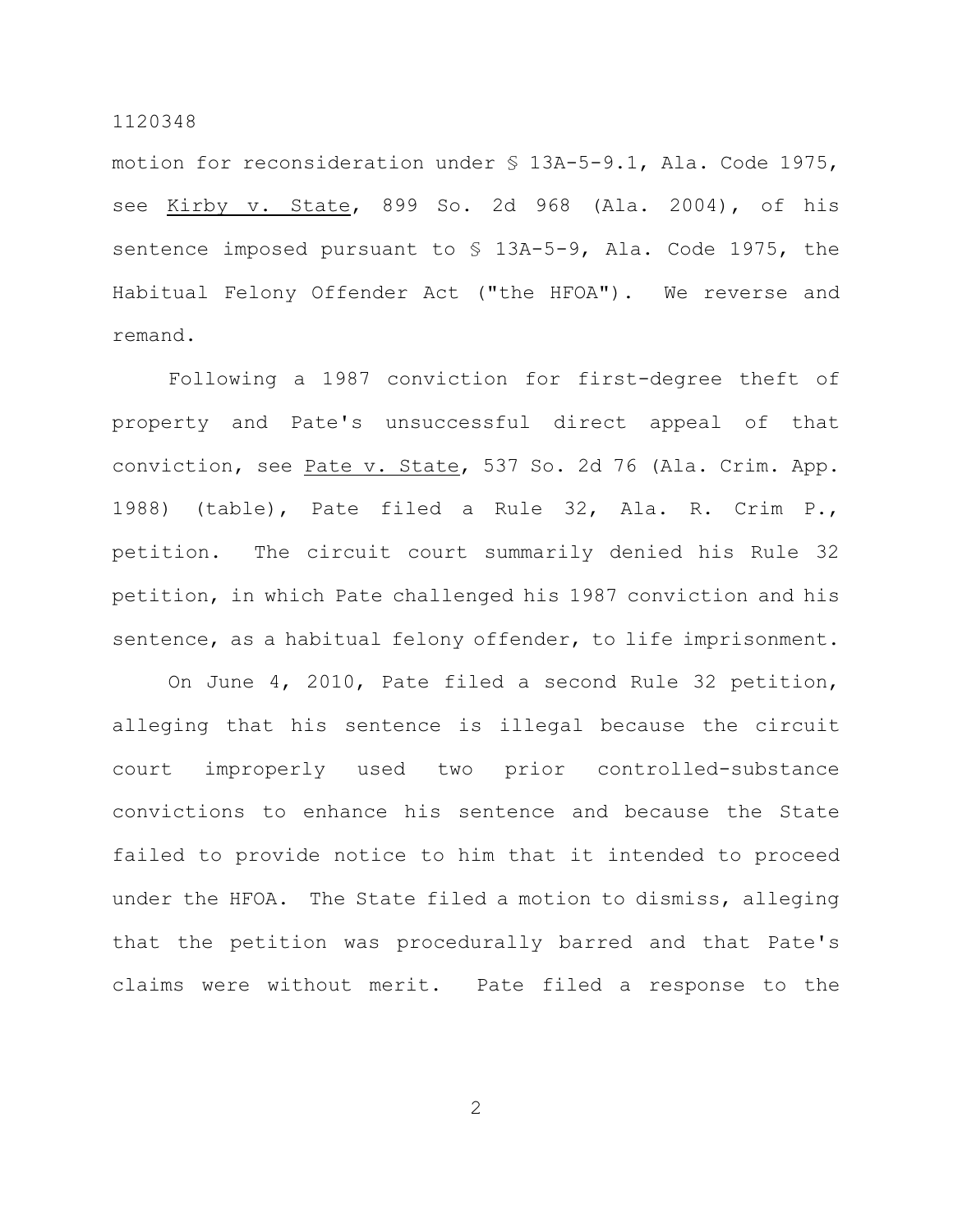motion for reconsideration under § 13A-5-9.1, Ala. Code 1975, see Kirby v. State, 899 So. 2d 968 (Ala. 2004), of his sentence imposed pursuant to § 13A-5-9, Ala. Code 1975, the Habitual Felony Offender Act ("the HFOA"). We reverse and remand.

Following a 1987 conviction for first-degree theft of property and Pate's unsuccessful direct appeal of that conviction, see Pate v. State, 537 So. 2d 76 (Ala. Crim. App. 1988) (table), Pate filed a Rule 32, Ala. R. Crim P., petition. The circuit court summarily denied his Rule 32 petition, in which Pate challenged his 1987 conviction and his sentence, as a habitual felony offender, to life imprisonment.

On June 4, 2010, Pate filed a second Rule 32 petition, alleging that his sentence is illegal because the circuit court improperly used two prior controlled-substance convictions to enhance his sentence and because the State failed to provide notice to him that it intended to proceed under the HFOA. The State filed a motion to dismiss, alleging that the petition was procedurally barred and that Pate's claims were without merit. Pate filed a response to the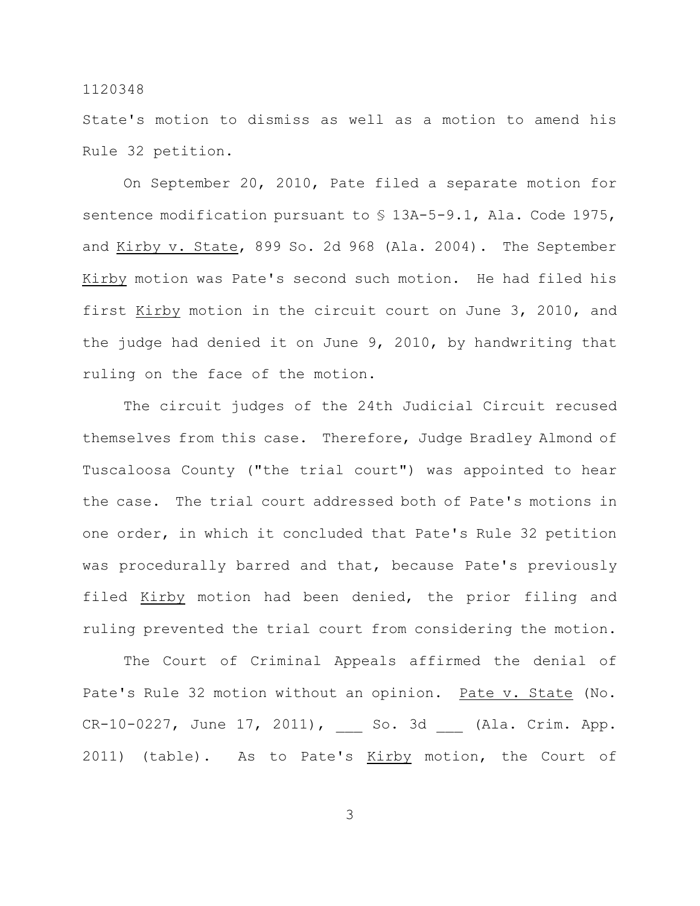State's motion to dismiss as well as a motion to amend his Rule 32 petition.

On September 20, 2010, Pate filed a separate motion for sentence modification pursuant to § 13A-5-9.1, Ala. Code 1975, and _Kirby v. State_, 899 So. 2d 968 (Ala. 2004). The September _Kirby_ motion was Pate's second such motion. He had filed his first _Kirby_ motion in the circuit court on June 3, 2010, and the judge had denied it on June 9, 2010, by handwriting that ruling on the face of the motion.

The circuit judges of the 24th Judicial Circuit recused themselves from this case. Therefore, Judge Bradley Almond of Tuscaloosa County ("the trial court") was appointed to hear the case. The trial court addressed both of Pate's motions in one order, in which it concluded that Pate's Rule 32 petition was procedurally barred and that, because Pate's previously filed _Kirby_ motion had been denied, the prior filing and ruling prevented the trial court from considering the motion.

The Court of Criminal Appeals affirmed the denial of Pate's Rule 32 motion without an opinion. _Pate v. State_ (No. CR-10-0227, June 17, 2011), ___ So. 3d ___ (Ala. Crim. App. 2011) (table). As to Pate's _Kirby_ motion, the Court of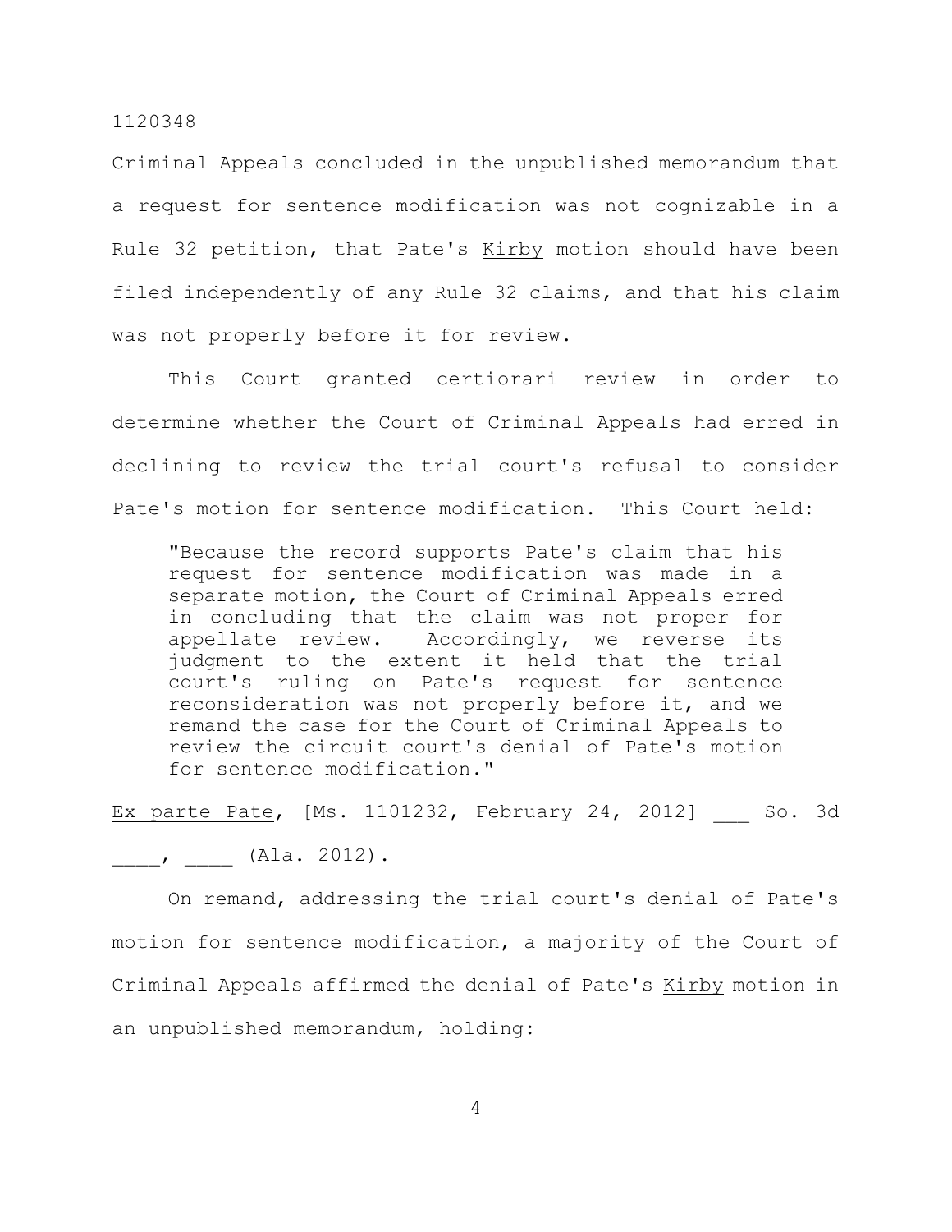Criminal Appeals concluded in the unpublished memorandum that a request for sentence modification was not cognizable in a Rule 32 petition, that Pate's Kirby motion should have been filed independently of any Rule 32 claims, and that his claim was not properly before it for review.

This Court granted certiorari review in order to determine whether the Court of Criminal Appeals had erred in declining to review the trial court's refusal to consider Pate's motion for sentence modification. This Court held:

> "Because the record supports Pate's claim that his request for sentence modification was made in a separate motion, the Court of Criminal Appeals erred in concluding that the claim was not proper for appellate review. Accordingly, we reverse its judgment to the extent it held that the trial court's ruling on Pate's request for sentence reconsideration was not properly before it, and we remand the case for the Court of Criminal Appeals to review the circuit court's denial of Pate's motion for sentence modification."

Ex parte Pate, [Ms. 1101232, February 24, 2012] ___ So. 3d ____, ____ (Ala. 2012).

On remand, addressing the trial court's denial of Pate's motion for sentence modification, a majority of the Court of Criminal Appeals affirmed the denial of Pate's Kirby motion in an unpublished memorandum, holding: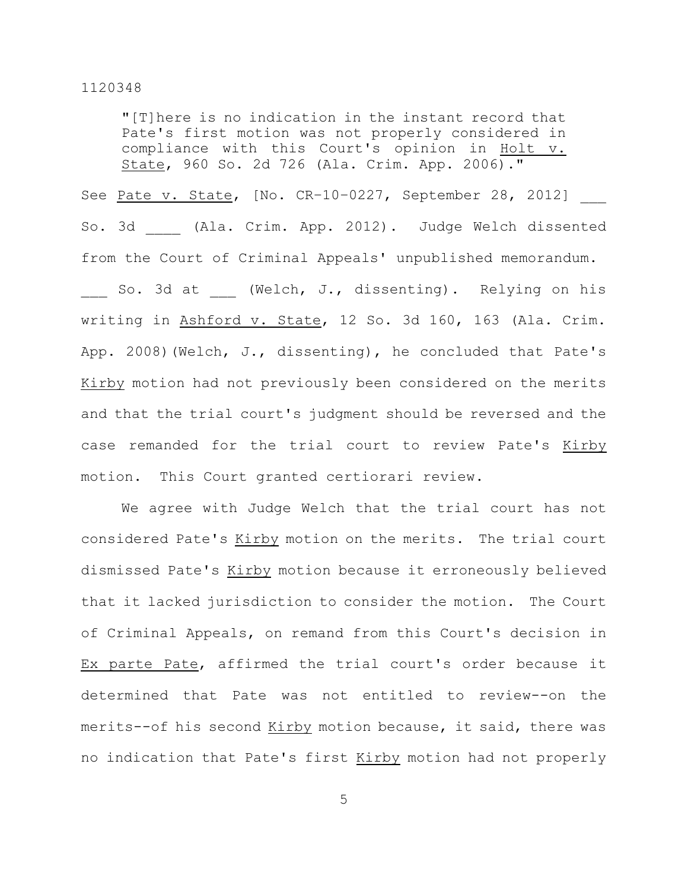> "[T]here is no indication in the instant record that Pate's first motion was not properly considered in compliance with this Court's opinion in Holt v. State, 960 So. 2d 726 (Ala. Crim. App. 2006)."

See Pate v. State, [No. CR-10-0227, September 28, 2012] ___ So. 3d ____ (Ala. Crim. App. 2012). Judge Welch dissented from the Court of Criminal Appeals' unpublished memorandum. ___ So. 3d at ___ (Welch, J., dissenting). Relying on his writing in Ashford v. State, 12 So. 3d 160, 163 (Ala. Crim. App. 2008)(Welch, J., dissenting), he concluded that Pate's Kirby motion had not previously been considered on the merits and that the trial court's judgment should be reversed and the case remanded for the trial court to review Pate's Kirby motion. This Court granted certiorari review.

We agree with Judge Welch that the trial court has not considered Pate's Kirby motion on the merits. The trial court dismissed Pate's Kirby motion because it erroneously believed that it lacked jurisdiction to consider the motion. The Court of Criminal Appeals, on remand from this Court's decision in Ex parte Pate, affirmed the trial court's order because it determined that Pate was not entitled to review--on the merits--of his second Kirby motion because, it said, there was no indication that Pate's first Kirby motion had not properly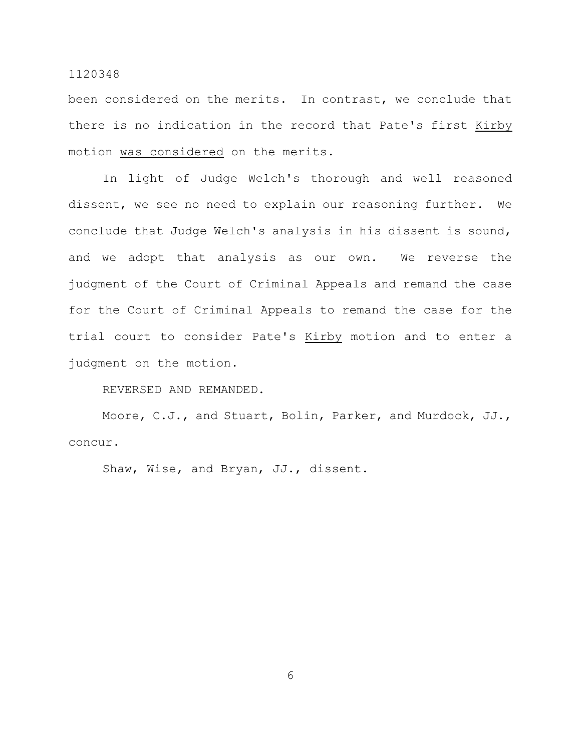been considered on the merits. In contrast, we conclude that there is no indication in the record that Pate's first Kirby motion was considered on the merits.

In light of Judge Welch's thorough and well reasoned dissent, we see no need to explain our reasoning further. We conclude that Judge Welch's analysis in his dissent is sound, and we adopt that analysis as our own. We reverse the judgment of the Court of Criminal Appeals and remand the case for the Court of Criminal Appeals to remand the case for the trial court to consider Pate's Kirby motion and to enter a judgment on the motion.

REVERSED AND REMANDED.

Moore, C.J., and Stuart, Bolin, Parker, and Murdock, JJ., concur.

Shaw, Wise, and Bryan, JJ., dissent.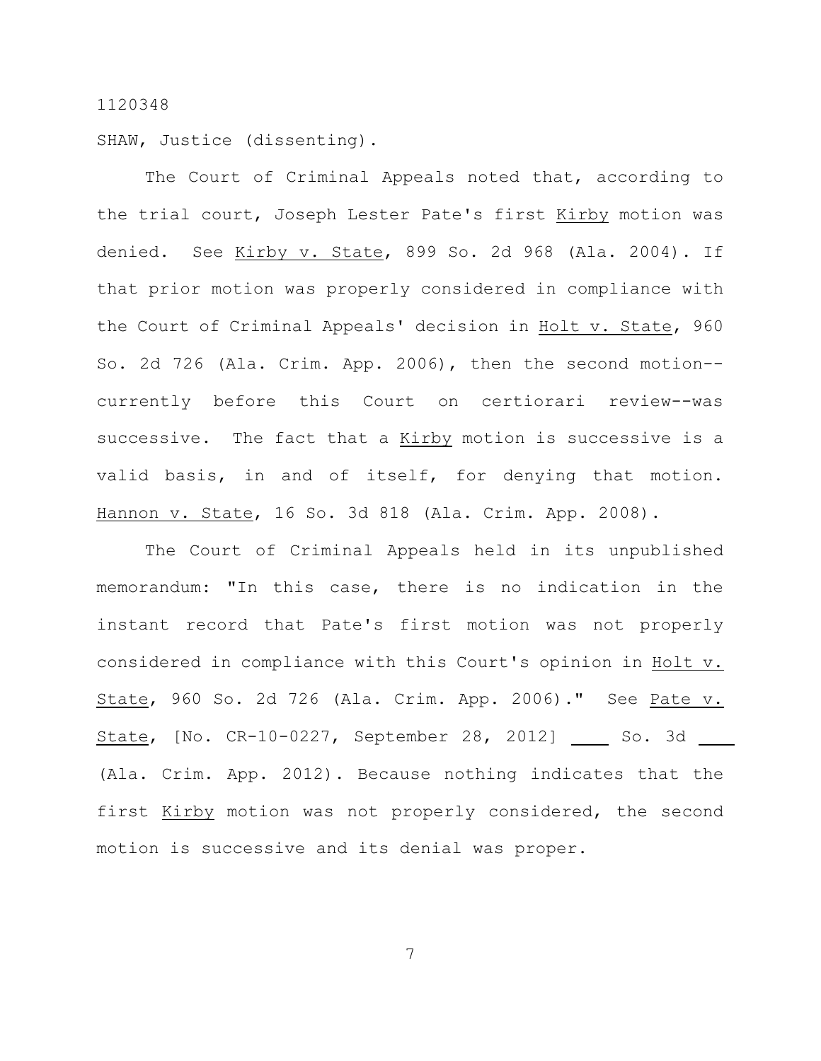1120348

SHAW, Justice (dissenting).

The Court of Criminal Appeals noted that, according to the trial court, Joseph Lester Pate's first Kirby motion was denied. See Kirby v. State, 899 So. 2d 968 (Ala. 2004). If that prior motion was properly considered in compliance with the Court of Criminal Appeals' decision in Holt v. State, 960 So. 2d 726 (Ala. Crim. App. 2006), then the second motion--currently before this Court on certiorari review--was successive. The fact that a Kirby motion is successive is a valid basis, in and of itself, for denying that motion. Hannon v. State, 16 So. 3d 818 (Ala. Crim. App. 2008).

The Court of Criminal Appeals held in its unpublished memorandum: "In this case, there is no indication in the instant record that Pate's first motion was not properly considered in compliance with this Court's opinion in Holt v. State, 960 So. 2d 726 (Ala. Crim. App. 2006)." See Pate v. State, [No. CR-10-0227, September 28, 2012] ___ So. 3d ___ (Ala. Crim. App. 2012). Because nothing indicates that the first Kirby motion was not properly considered, the second motion is successive and its denial was proper.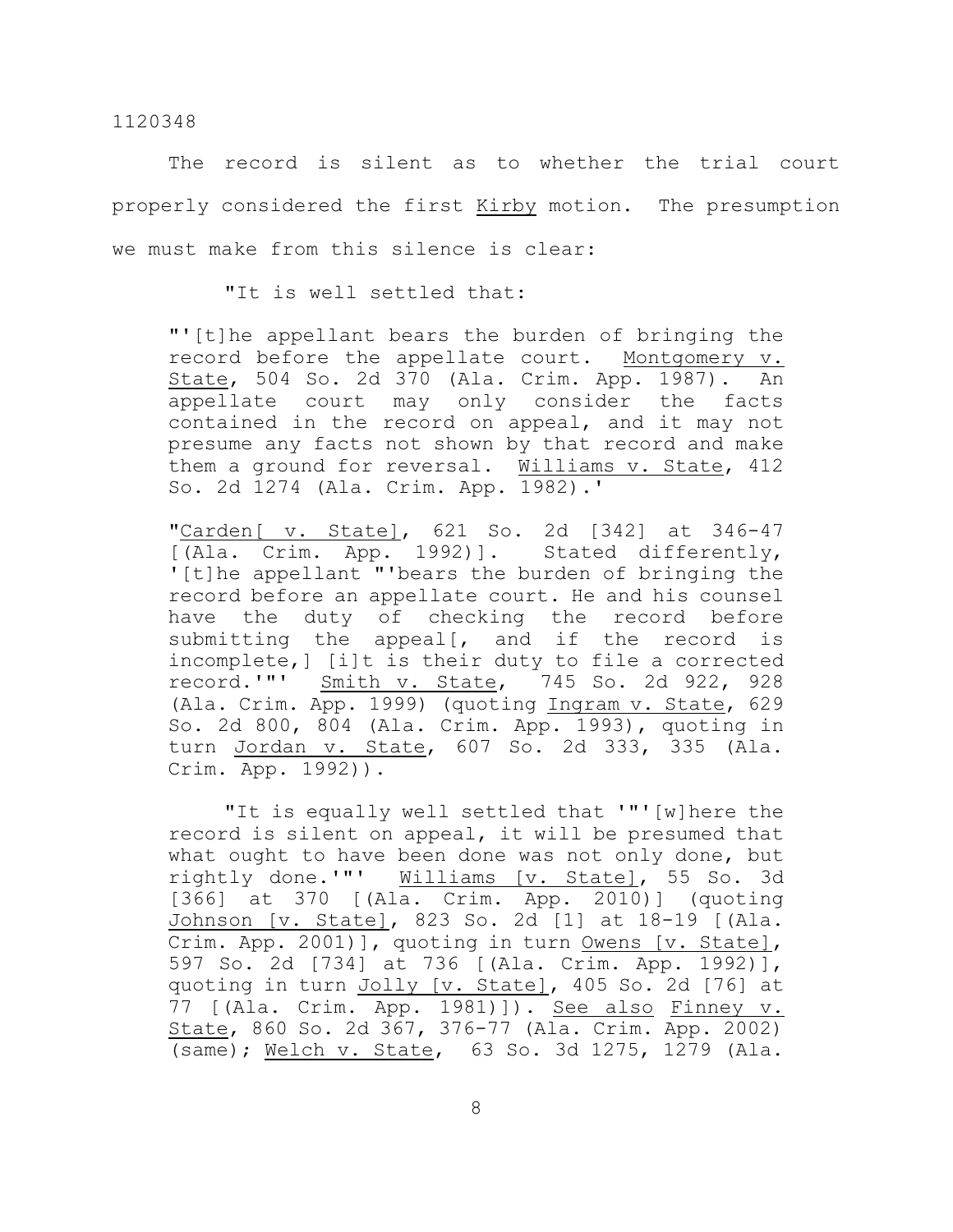The record is silent as to whether the trial court properly considered the first Kirby motion. The presumption we must make from this silence is clear:

> "It is well settled that:
>
> "'[t]he appellant bears the burden of bringing the record before the appellate court. Montgomery v. State, 504 So. 2d 370 (Ala. Crim. App. 1987). An appellate court may only consider the facts contained in the record on appeal, and it may not presume any facts not shown by that record and make them a ground for reversal. Williams v. State, 412 So. 2d 1274 (Ala. Crim. App. 1982).'
>
> "Carden[ v. State], 621 So. 2d [342] at 346-47 [(Ala. Crim. App. 1992)]. Stated differently, '[t]he appellant "'bears the burden of bringing the record before an appellate court. He and his counsel have the duty of checking the record before submitting the appeal[, and if the record is incomplete,] [i]t is their duty to file a corrected record.'"' Smith v. State, 745 So. 2d 922, 928 (Ala. Crim. App. 1999) (quoting Ingram v. State, 629 So. 2d 800, 804 (Ala. Crim. App. 1993), quoting in turn Jordan v. State, 607 So. 2d 333, 335 (Ala. Crim. App. 1992)).
>
> "It is equally well settled that '"'[w]here the record is silent on appeal, it will be presumed that what ought to have been done was not only done, but rightly done.'"' Williams [v. State], 55 So. 3d [366] at 370 [(Ala. Crim. App. 2010)] (quoting Johnson [v. State], 823 So. 2d [1] at 18-19 [(Ala. Crim. App. 2001)], quoting in turn Owens [v. State], 597 So. 2d [734] at 736 [(Ala. Crim. App. 1992)], quoting in turn Jolly [v. State], 405 So. 2d [76] at 77 [(Ala. Crim. App. 1981)]). See also Finney v. State, 860 So. 2d 367, 376-77 (Ala. Crim. App. 2002) (same); Welch v. State, 63 So. 3d 1275, 1279 (Ala.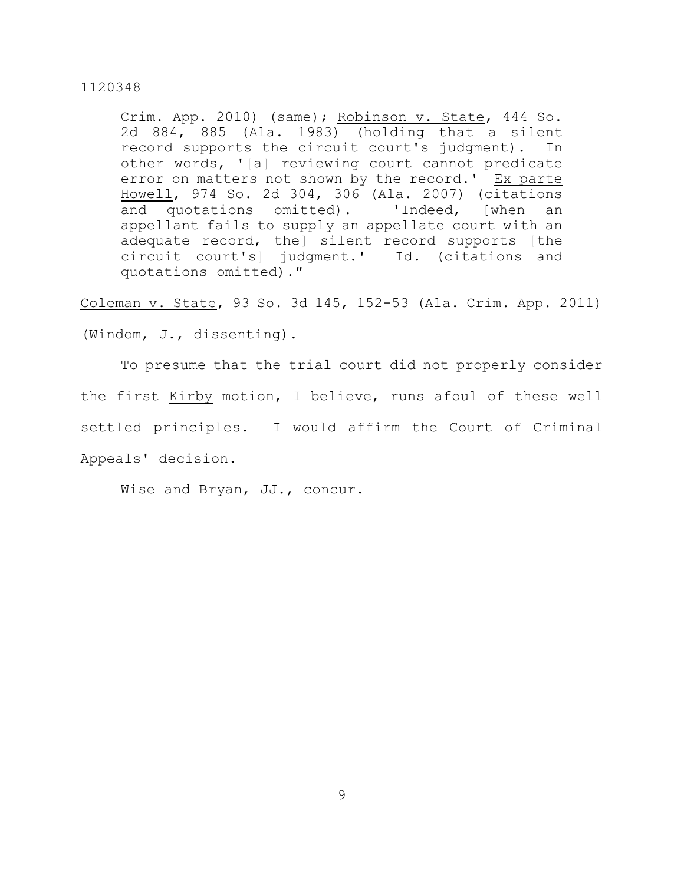> Crim. App. 2010) (same); Robinson v. State, 444 So. 2d 884, 885 (Ala. 1983) (holding that a silent record supports the circuit court's judgment). In other words, '[a] reviewing court cannot predicate error on matters not shown by the record.' Ex parte Howell, 974 So. 2d 304, 306 (Ala. 2007) (citations and quotations omitted). 'Indeed, [when an appellant fails to supply an appellate court with an adequate record, the] silent record supports [the circuit court's] judgment.' Id. (citations and quotations omitted)."

Coleman v. State, 93 So. 3d 145, 152-53 (Ala. Crim. App. 2011) (Windom, J., dissenting).

To presume that the trial court did not properly consider the first Kirby motion, I believe, runs afoul of these well settled principles. I would affirm the Court of Criminal Appeals' decision.

Wise and Bryan, JJ., concur.